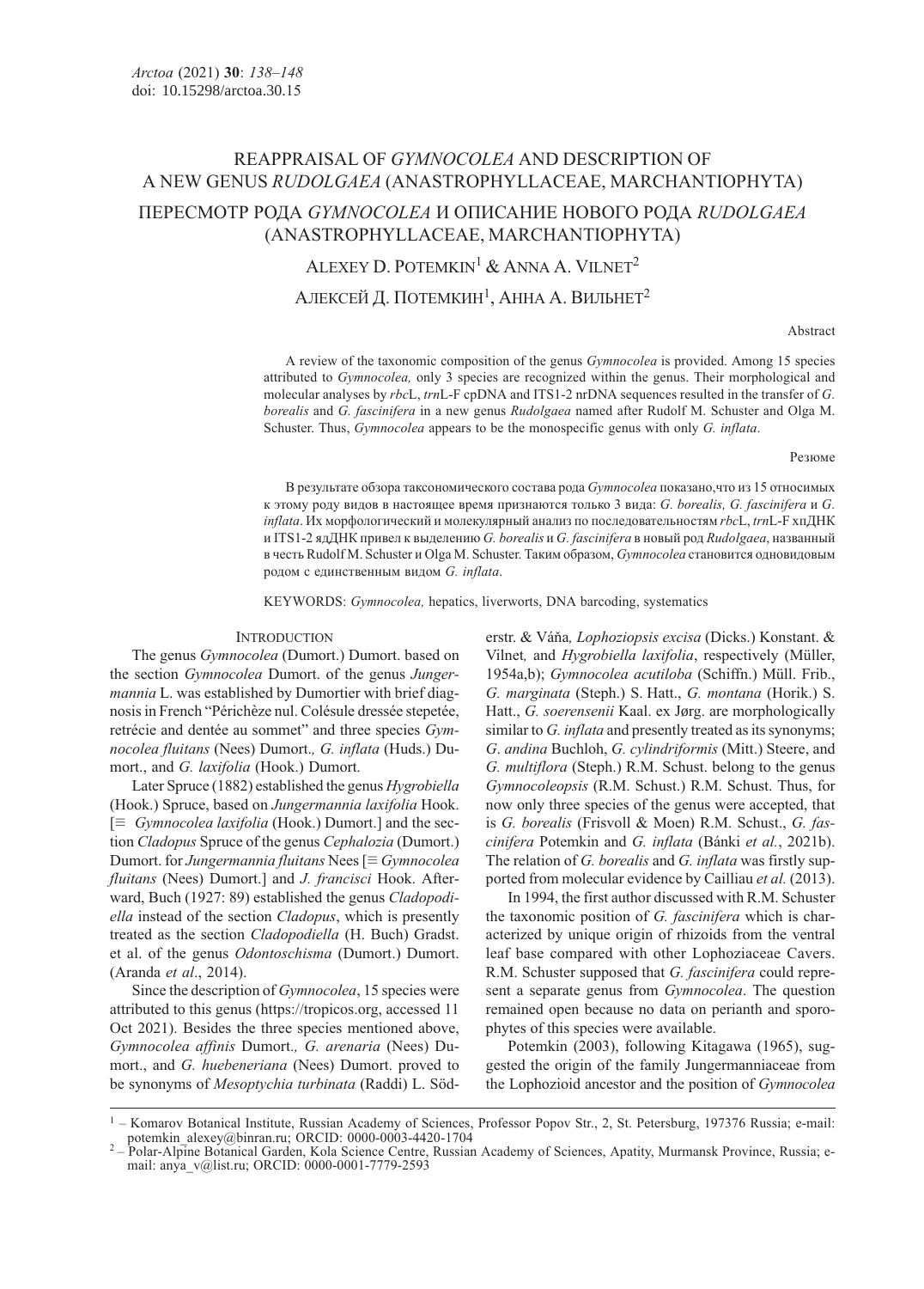# REAPPRAISAL OF *GYMNOCOLEA* AND DESCRIPTION OF A NEW GENUS *RUDOLGAEA* (ANASTROPHYLLACEAE, MARCHANTIOPHYTA)

# ПЕРЕСМОТР РОДА *GYMNOCOLEA* И ОПИСАНИЕ НОВОГО РОДА *RUDOLGAEA* (ANASTROPHYLLACEAE, MARCHANTIOPHYTA)

ALEXEY D. POTEMKIN[1] & ANNA A. VILNET[2]

АЛЕКСЕЙ Д. ПОТЕМКИН[1], АННА А. ВИЛЬНЕТ[2]

Abstract

A review of the taxonomic composition of the genus *Gymnocolea* is provided. Among 15 species attributed to *Gymnocolea,* only 3 species are recognized within the genus. Their morphological and molecular analyses by *rbc*L, *trn*L-F cpDNA and ITS1-2 nrDNA sequences resulted in the transfer of *G. borealis* and *G. fascinifera* in a new genus *Rudolgaea* named after Rudolf M. Schuster and Olga M. Schuster. Thus, *Gymnocolea* appears to be the monospecific genus with only *G. inflata*.

Резюме

В результате обзора таксономического состава рода *Gymnocolea* показано,что из 15 относимых к этому роду видов в настоящее время признаются только 3 вида: *G. borealis, G. fascinifera* и *G. inflata*. Их морфологический и молекулярный анализ по последовательностям *rbc*L, *trn*L-F хпДНК и ITS1-2 ядДНК привел к выделению *G. borealis* и *G. fascinifera* в новый род *Rudolgaea*, названный в честь Rudolf M. Schuster и Olga M. Schuster. Таким образом, *Gymnocolea* становится одновидовым родом с единственным видом *G. inflata*.

KEYWORDS: *Gymnocolea,* hepatics, liverworts, DNA barcoding, systematics

## INTRODUCTION

The genus *Gymnocolea* (Dumort.) Dumort. based on the section *Gymnocolea* Dumort. of the genus *Jungermannia* L. was established by Dumortier with brief diagnosis in French "Périchèze nul. Colésule dressée stepetée, retrécie and dentée au sommet" and three species *Gymnocolea fluitans* (Nees) Dumort.*, G. inflata* (Huds.) Dumort., and *G. laxifolia* (Hook.) Dumort.

Later Spruce (1882) established the genus *Hygrobiella* (Hook.) Spruce, based on *Jungermannia laxifolia* Hook. [≡ *Gymnocolea laxifolia* (Hook.) Dumort.] and the section *Cladopus* Spruce of the genus *Cephalozia* (Dumort.) Dumort. for *Jungermannia fluitans* Nees [≡ *Gymnocolea fluitans* (Nees) Dumort.] and *J. francisci* Hook. Afterward, Buch (1927: 89) established the genus *Cladopodiella* instead of the section *Cladopus*, which is presently treated as the section *Cladopodiella* (H. Buch) Gradst. et al. of the genus *Odontoschisma* (Dumort.) Dumort. (Aranda *et al*., 2014).

Since the description of *Gymnocolea*, 15 species were attributed to this genus (https://tropicos.org, accessed 11 Oct 2021). Besides the three species mentioned above, *Gymnocolea affinis* Dumort.*, G. arenaria* (Nees) Dumort., and *G. huebeneriana* (Nees) Dumort. proved to be synonyms of *Mesoptychia turbinata* (Raddi) L. Söderstr. & Váňa*, Lophoziopsis excisa* (Dicks.) Konstant. & Vilnet*,* and *Hygrobiella laxifolia*, respectively (Müller, 1954a,b); *Gymnocolea acutiloba* (Schiffn.) Müll. Frib., *G. marginata* (Steph.) S. Hatt., *G. montana* (Horik.) S. Hatt., *G. soerensenii* Kaal. ex Jørg. are morphologically similar to *G. inflata* and presently treated as its synonyms; *G. andina* Buchloh, *G. cylindriformis* (Mitt.) Steere, and *G. multiflora* (Steph.) R.M. Schust. belong to the genus *Gymnocoleopsis* (R.M. Schust.) R.M. Schust. Thus, for now only three species of the genus were accepted, that is *G. borealis* (Frisvoll & Moen) R.M. Schust., *G. fascinifera* Potemkin and *G. inflata* (Bánki *et al.*, 2021b). The relation of *G. borealis* and *G. inflata* was firstly supported from molecular evidence by Cailliau *et al.* (2013).

In 1994, the first author discussed with R.M. Schuster the taxonomic position of *G. fascinifera* which is characterized by unique origin of rhizoids from the ventral leaf base compared with other Lophoziaceae Cavers. R.M. Schuster supposed that *G. fascinifera* could represent a separate genus from *Gymnocolea*. The question remained open because no data on perianth and sporophytes of this species were available.

Potemkin (2003), following Kitagawa (1965), suggested the origin of the family Jungermanniaceae from the Lophozioid ancestor and the position of *Gymnocolea*

---

[1] – Komarov Botanical Institute, Russian Academy of Sciences, Professor Popov Str., 2, St. Petersburg, 197376 Russia; e-mail: potemkin_alexey@binran.ru; ORCID: 0000-0003-4420-1704

[2] – Polar-Alpine Botanical Garden, Kola Science Centre, Russian Academy of Sciences, Apatity, Murmansk Province, Russia; e-mail: anya_v@list.ru; ORCID: 0000-0001-7779-2593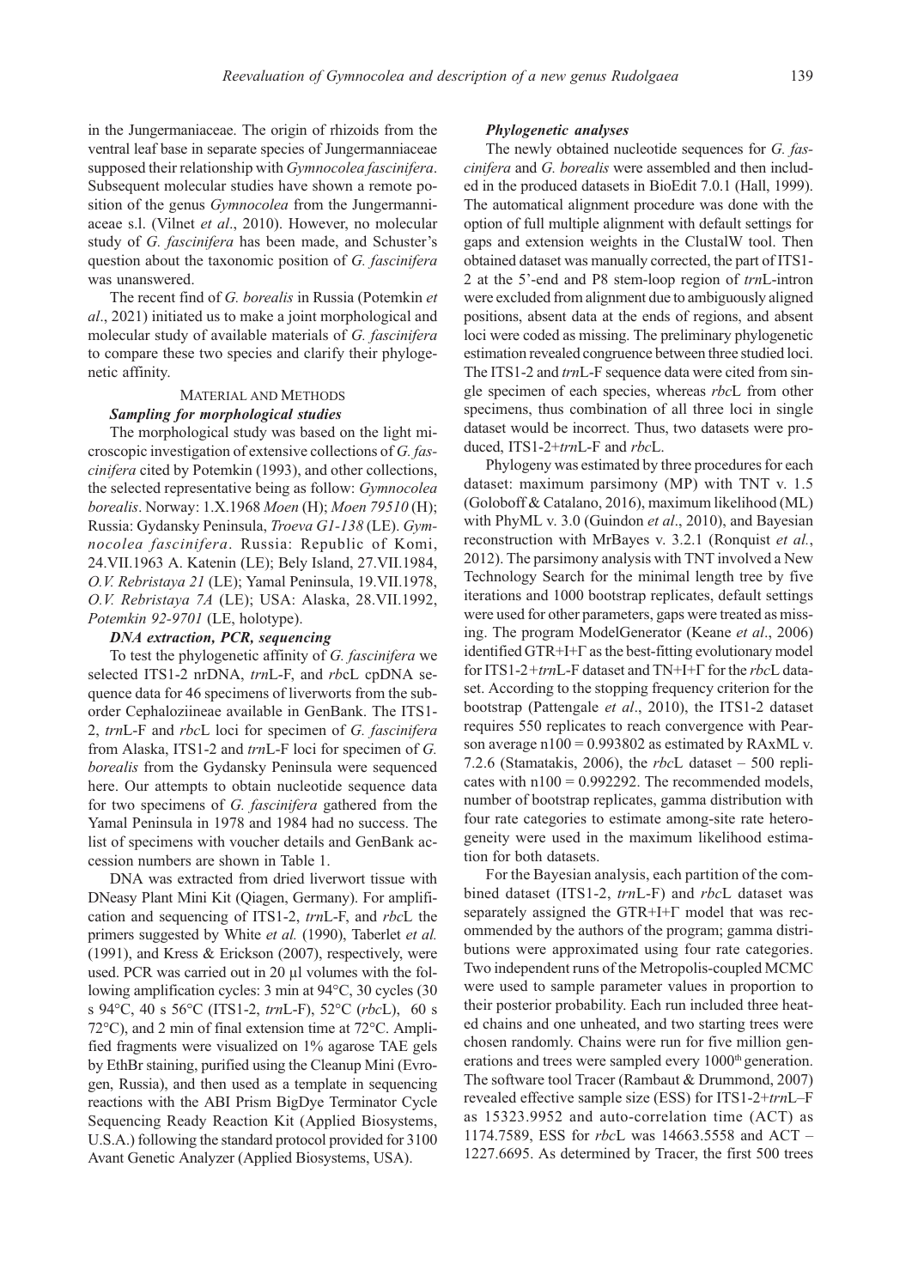in the Jungermaniaceae. The origin of rhizoids from the ventral leaf base in separate species of Jungermanniaceae supposed their relationship with *Gymnocolea fascinifera*. Subsequent molecular studies have shown a remote position of the genus *Gymnocolea* from the Jungermanniaceae s.l. (Vilnet *et al*., 2010). However, no molecular study of *G. fascinifera* has been made, and Schuster's question about the taxonomic position of *G. fascinifera* was unanswered.

The recent find of *G. borealis* in Russia (Potemkin *et al*., 2021) initiated us to make a joint morphological and molecular study of available materials of *G. fascinifera* to compare these two species and clarify their phylogenetic affinity.

## MATERIAL AND METHODS

### *Sampling for morphological studies*

The morphological study was based on the light microscopic investigation of extensive collections of *G. fascinifera* cited by Potemkin (1993), and other collections, the selected representative being as follow: *Gymnocolea borealis*. Norway: 1.X.1968 *Moen* (H); *Moen 79510* (H); Russia: Gydansky Peninsula, *Troeva G1-138* (LE). *Gymnocolea fascinifera*. Russia: Republic of Komi, 24.VII.1963 A. Katenin (LE); Bely Island, 27.VII.1984, *O.V. Rebristaya 21* (LE); Yamal Peninsula, 19.VII.1978, *O.V. Rebristaya 7A* (LE); USA: Alaska, 28.VII.1992, *Potemkin 92-9701* (LE, holotype).

### *DNA extraction, PCR, sequencing*

To test the phylogenetic affinity of *G. fascinifera* we selected ITS1-2 nrDNA, *trn*L-F, and *rbc*L cpDNA sequence data for 46 specimens of liverworts from the suborder Cephaloziineae available in GenBank. The ITS1-2, *trn*L-F and *rbc*L loci for specimen of *G. fascinifera* from Alaska, ITS1-2 and *trn*L-F loci for specimen of *G. borealis* from the Gydansky Peninsula were sequenced here. Our attempts to obtain nucleotide sequence data for two specimens of *G. fascinifera* gathered from the Yamal Peninsula in 1978 and 1984 had no success. The list of specimens with voucher details and GenBank accession numbers are shown in Table 1.

DNA was extracted from dried liverwort tissue with DNeasy Plant Mini Kit (Qiagen, Germany). For amplification and sequencing of ITS1-2, *trn*L-F, and *rbc*L the primers suggested by White *et al.* (1990), Taberlet *et al.* (1991), and Kress & Erickson (2007), respectively, were used. PCR was carried out in 20 µl volumes with the following amplification cycles: 3 min at 94°C, 30 cycles (30 s 94°C, 40 s 56°C (ITS1-2, *trn*L-F), 52°C (*rbc*L), 60 s 72°C), and 2 min of final extension time at 72°C. Amplified fragments were visualized on 1% agarose TAE gels by EthBr staining, purified using the Cleanup Mini (Evrogen, Russia), and then used as a template in sequencing reactions with the ABI Prism BigDye Terminator Cycle Sequencing Ready Reaction Kit (Applied Biosystems, U.S.A.) following the standard protocol provided for 3100 Avant Genetic Analyzer (Applied Biosystems, USA).

### *Phylogenetic analyses*

The newly obtained nucleotide sequences for *G. fascinifera* and *G. borealis* were assembled and then included in the produced datasets in BioEdit 7.0.1 (Hall, 1999). The automatical alignment procedure was done with the option of full multiple alignment with default settings for gaps and extension weights in the ClustalW tool. Then obtained dataset was manually corrected, the part of ITS1-2 at the 5'-end and P8 stem-loop region of *trn*L-intron were excluded from alignment due to ambiguously aligned positions, absent data at the ends of regions, and absent loci were coded as missing. The preliminary phylogenetic estimation revealed congruence between three studied loci. The ITS1-2 and *trn*L-F sequence data were cited from single specimen of each species, whereas *rbc*L from other specimens, thus combination of all three loci in single dataset would be incorrect. Thus, two datasets were produced, ITS1-2+*trn*L-F and *rbc*L.

Phylogeny was estimated by three procedures for each dataset: maximum parsimony (MP) with TNT v. 1.5 (Goloboff & Catalano, 2016), maximum likelihood (ML) with PhyML v. 3.0 (Guindon *et al*., 2010), and Bayesian reconstruction with MrBayes v. 3.2.1 (Ronquist *et al.*, 2012). The parsimony analysis with TNT involved a New Technology Search for the minimal length tree by five iterations and 1000 bootstrap replicates, default settings were used for other parameters, gaps were treated as missing. The program ModelGenerator (Keane *et al*., 2006) identified GTR+I+Γ as the best-fitting evolutionary model for ITS1-2+*trn*L-F dataset and TN+I+Γ for the *rbc*L dataset. According to the stopping frequency criterion for the bootstrap (Pattengale *et al*., 2010), the ITS1-2 dataset requires 550 replicates to reach convergence with Pearson average $n100 = 0.993802$ as estimated by RAxML v. 7.2.6 (Stamatakis, 2006), the *rbc*L dataset – 500 replicates with $n100 = 0.992292$. The recommended models, number of bootstrap replicates, gamma distribution with four rate categories to estimate among-site rate heterogeneity were used in the maximum likelihood estimation for both datasets.

For the Bayesian analysis, each partition of the combined dataset (ITS1-2, *trn*L-F) and *rbc*L dataset was separately assigned the GTR+I+Γ model that was recommended by the authors of the program; gamma distributions were approximated using four rate categories. Two independent runs of the Metropolis-coupled MCMC were used to sample parameter values in proportion to their posterior probability. Each run included three heated chains and one unheated, and two starting trees were chosen randomly. Chains were run for five million generations and trees were sampled every 1000th generation. The software tool Tracer (Rambaut & Drummond, 2007) revealed effective sample size (ESS) for ITS1-2+*trn*L–F as 15323.9952 and auto-correlation time (ACT) as 1174.7589, ESS for *rbc*L was 14663.5558 and ACT – 1227.6695. As determined by Tracer, the first 500 trees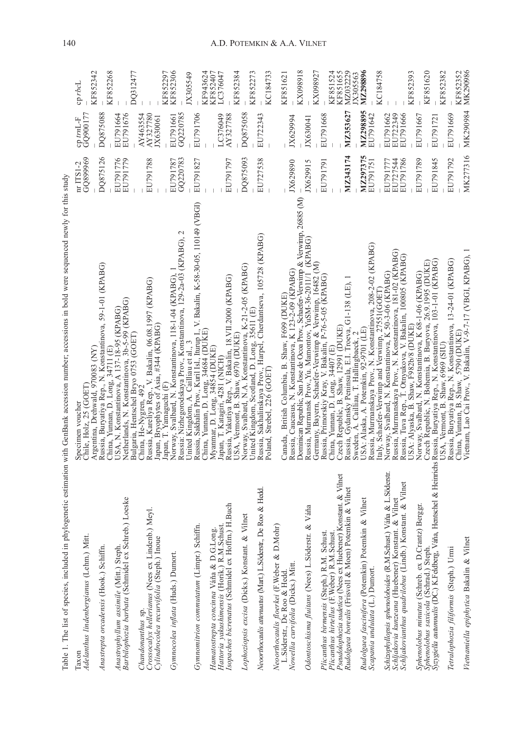Table 1. The list of species, included in phylogenetic estimation with GenBank accession number; accessions in bold were sequenced newly for this study

| Taxon | Specimen voucher | nr ITS1-2 | cp *trn*L-F | cp *rbc*L |
|---|---|---|---|---|
| *Adelanthus lindenbergianus* (Lehm.) Mitt. | Chile, Holz, 25 (GOET) | GQ899969 | GQ900177 | – |
| | Argentina, Drehwald, 970083 (NY) | – | – | KF852342 |
| *Anastrepta orcadensis* (Hook.) Schiffn. | Russia, Buryatiya Rep., N. Konstantinova, 59-1-01 (KPABG) | DQ875126 | DQ875088 | – |
| | China, Yunnan, D. Long, 34711 (E) | – | – | KF852268 |
| *Anastrophyllum assimile* (Mitt.) Steph. | USA, N. Konstantinova, A 137-18-95 (KPABG) | EU791776 | EU791664 | – |
| *Barbilophozia barbata* (Schmidel ex Schreb.) Loeske | Netherlands, N. Konstantinova, 3b-5-99 (KPABG) | EU791779 | EU791676 | – |
| | Bulgaria, Hentschel Bryo 0753 (GOET) | – | – | DQ312477 |
| *Chandonanthus* sp. | China, He-Nygren, 492 | – | AY463554 | – |
| *Crossocalyx hellerianus* (Nees ex Lindenb.) Meyl. | Russia, Kareliya Rep., V. Bakalin, 06.08.1997 (KPABG) | EU791788 | AY327780 | – |
| *Cylindrocolea recurvifolia* (Steph.) Inoue | Japan, Bryophytes of Asia, #344 (KPABG) | – | JX630061 | – |
| | Japan, T. Yamaguchi (F) | – | – | KF852297 |
| *Gymnocolea inflata* (Huds.) Dumort. | Norway, Svalbard, N. Konstantinova, 118-1-04 (KPABG), 1 | EU791787 | EU791661 | KF852306 |
| | Russia: Nizhegorodskaya Prov., Konstantinova, 129-2a-03 (KPABG), 2 | GQ220783 | GQ220785 | – |
| | United Kingdom, A. Cailliau et al., 3 | – | – | JX305549 |
| *Gymnomitrion commutatum* (Limpr.) Schiffn. | Russia, Sakhalin Prov., Kuril Isl., Iturup I, V. Bakalin, K-58-30-05, 110149 (VBGI) | EU791827 | EU791706 | – |
| | China, Yunnan, D. Long, 34684 (DUKE) | – | – | KF943624 |
| *Hamatostrepta concinna* Váňa & D.G.Long. | Myanmar, D. Long, 34854 (DUKE) | – | – | KF852407 |
| *Hattoria yakushimensis* (Horik.) R.M.Schust. | Japan, T. Katagiri, 4281 (NICH) | – | LC376049 | LC376047 |
| *Isopaches bicrenatus* (Schmidel ex Hoffm.) H.Buch | Russia, Yakutiya Rep., V. Bakalin, 18.VII.2000 (KPABG) | EU791797 | AY327788 | – |
| | USA, Vermont, B. Shaw, 6970 (DUKE) | – | – | KF852384 |
| *Lophoziopsis excisa* (Dicks.) Konstant. & Vilnet | Norway, Svalbard, N.A. Konstantinova, K-21-2-05 (KPABG) | DQ875093 | DQ875058 | – |
| | United Kingdom, Scotland, D. Long, 35611 (E) | – | – | KF852273 |
| *Neoorthocaulis attenuatus* (Mart.) L.Söderstr., De Roo & Hedd. | Russia, Sakhalinskaya Prov., Harpel, Cherdantseva, 105728 (KPABG) | EU727538 | EU722343 | – |
| | Poland, Strebel, 226 (GOET) | – | – | KC184733 |
| *Neoorthocaulis floerkei* (F.Weber & D.Mohr) L.Söderstr., De Roo & Hedd. | Canada, British Columbia, B. Shaw, F699 (DUKE) | – | – | KF851621 |
| *Nowellia curvifolia* (Dicks.) Mitt. | Russia, Caucasus, N. Konstantinova, K 123-2-09 (KPABG) | JX629890 | JX629994 | – |
| | Dominican Republic, San Jose de Ocoa Prov., Schaefer-Verwimp & Verwimp, 26885 (M) | – | – | KX098918 |
| *Odontoschisma fluitans* (Nees) L.Söderstr. & Váňa | Russia, Murmansk Prov., Yu. Mamontov, YuSM-36-2011/1 (KPABG) | JX629915 | JX630041 | – |
| | Germany, Bayern, Schaefer-Verwimp & Verwimp, 16482 (M) | – | – | KX098927 |
| *Plicanthus birmensis* (Steph.) R.M. Schust. | Russia, Primorskiy Kray, V. Bakalin, P-76-5-05 (KPABG) | EU791791 | EU791668 | – |
| | China, Yunnan, D. Long, 34407 (E) | – | – | KF851524 |
| *Plicanthus hirtellus* (F.Weber) R.M.Schust. | Czech Republic, B. Shaw, 12991 (DUKE) | – | – | KF851655 |
| *Pseudolophozia sudetica* (Nees ex Huebener) Konstant. & Vilnet | Russia, Gydansky Peninsula, E.I. Troeva, G1-138 (LE), 1 | **MZ343174** | **MZ353627** | MZ032229 |
| *Rudolgaea borealis* (Frisvoll & Moen) Potemkin & Vilnet | Sweden, A. Cailliau, T. Hallingbaeck, 2 | – | – | JX305563 |
| | USA: Alaska, A. Potemkin, 92-9701 (LE) | **MZ297375** | **MZ298895** | **MZ298896** |
| *Rudolgaea fascinifera* (Potemkin) Potemkin & Vilnet | Russia, Murmanskaya Prov., N. Konstantinova, 208-2-02 (KPABG) | EU791751 | EU791642 | – |
| *Scapania undulata* (L.) Dumort. | Italy, Schaefer-Verwimp and Verwimp, 27551(GOET) | – | – | KC184758 |
| *Schizophyllopsis sphenoloboides* (R.M.Schust.) Váňa & L.Söderstr. | Norway, Svalbard, N. Konstantinova, K 50-3-06 (KPABG) | EU791777 | EU791662 | – |
| *Schljakovia kunzeana* (Huebener) Konstant. & Vilnet | Russia, Murmanskaya Prov., N. Konstantinova, 181-02 (KPABG) | EU727544 | EU722349 | – |
| *Schljakovianthus quadrilobus* (Lindb.) Konstant. & Vilnet | Russia, Tuva Rep., T. Otnyukova, V. Bakalin, 100805 (KPABG) | EU791786 | EU791666 | – |
| | USA: Alyaska, B. Shaw, F982b/8 (DUKE) | – | – | KF852393 |
| *Sphenolobus minutus* (Schreb. ex D.Crantz) Berggr. | Norway, Svalbard, N. Konstantinova, K 68-1-06 (KPABG) | EU791789 | EU791667 | – |
| *Sphenolobus saxicola* (Schrad.) Steph. | Czech Republic, N. Bohemia, B. Buryova, 26.9.1995 (DUKE) | – | – | KF851620 |
| *Syzygiella autumnalis* (DC.) K.Feldberg, Váňa, Hentschel & Heinrichs | Russia, Buryatiya Rep., N. Konstantinova, 103-1-01 (KPABG) | EU791845 | EU791721 | – |
| | USA, Vermont, B. Shaw, 6969 (SIU) | – | – | KF852382 |
| *Tetralophozia filiformis* (Steph.) Urmi | Russia, Buryatiya Rep., N. Konstantinova, 13-24-01 (KPABG) | EU791792 | EU791669 | – |
| | China, Yunnan, B. Shaw, 5790 (DUKE) | – | – | KF852352 |
| *Vietnamiella epiphytica* Bakalin & Vilnet | Vietnam, Lao Cai Prov., V. Bakalin, V-9-7-17 (VBGI, KPABG), 1 | MK277316 | MK290984 | MK290986 |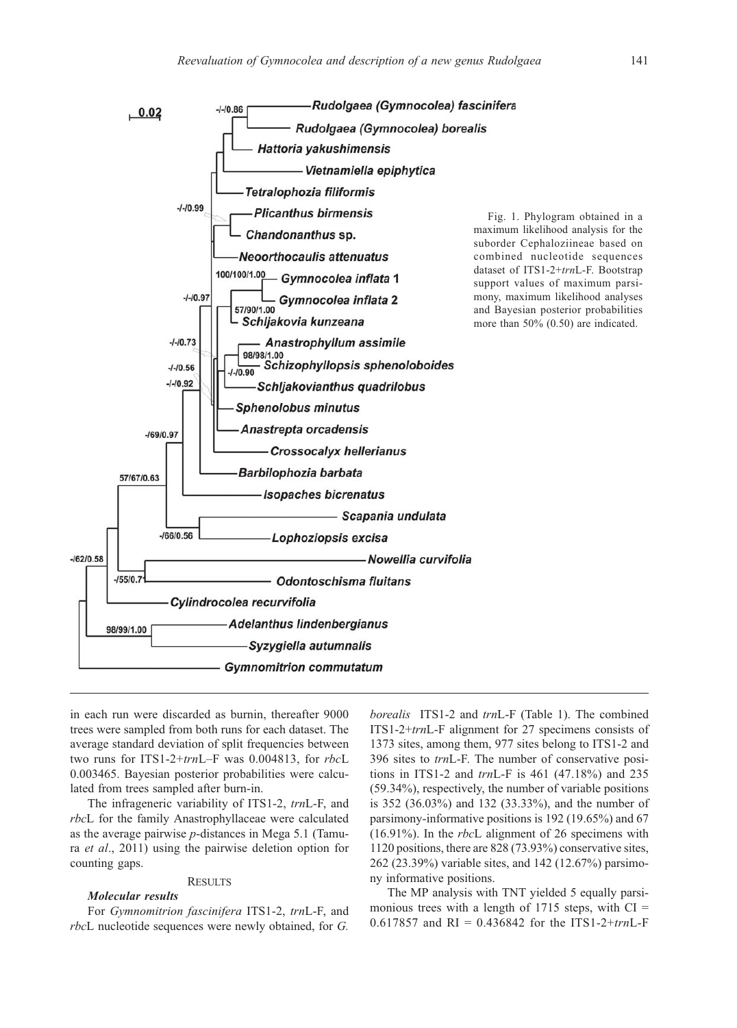Fig. 1. Phylogram obtained in a maximum likelihood analysis for the suborder Cephaloziineae based on combined nucleotide sequences dataset of ITS1-2+*trn*L-F. Bootstrap support values of maximum parsimony, maximum likelihood analyses and Bayesian posterior probabilities more than 50% (0.50) are indicated.

in each run were discarded as burnin, thereafter 9000 trees were sampled from both runs for each dataset. The average standard deviation of split frequencies between two runs for ITS1-2+*trn*L–F was 0.004813, for *rbc*L 0.003465. Bayesian posterior probabilities were calculated from trees sampled after burn-in.

The infrageneric variability of ITS1-2, *trn*L-F, and *rbc*L for the family Anastrophyllaceae were calculated as the average pairwise *p*-distances in Mega 5.1 (Tamura *et al*., 2011) using the pairwise deletion option for counting gaps.

## RESULTS

### *Molecular results*

For *Gymnomitrion fascinifera* ITS1-2, *trn*L-F, and *rbc*L nucleotide sequences were newly obtained, for *G. borealis* ITS1-2 and *trn*L-F (Table 1). The combined ITS1-2+*trn*L-F alignment for 27 specimens consists of 1373 sites, among them, 977 sites belong to ITS1-2 and 396 sites to *trn*L-F. The number of conservative positions in ITS1-2 and *trn*L-F is 461 (47.18%) and 235 (59.34%), respectively, the number of variable positions is 352 (36.03%) and 132 (33.33%), and the number of parsimony-informative positions is 192 (19.65%) and 67 (16.91%). In the *rbc*L alignment of 26 specimens with 1120 positions, there are 828 (73.93%) conservative sites, 262 (23.39%) variable sites, and 142 (12.67%) parsimony informative positions.

The MP analysis with TNT yielded 5 equally parsimonious trees with a length of 1715 steps, with CI = 0.617857 and RI = 0.436842 for the ITS1-2+*trn*L-F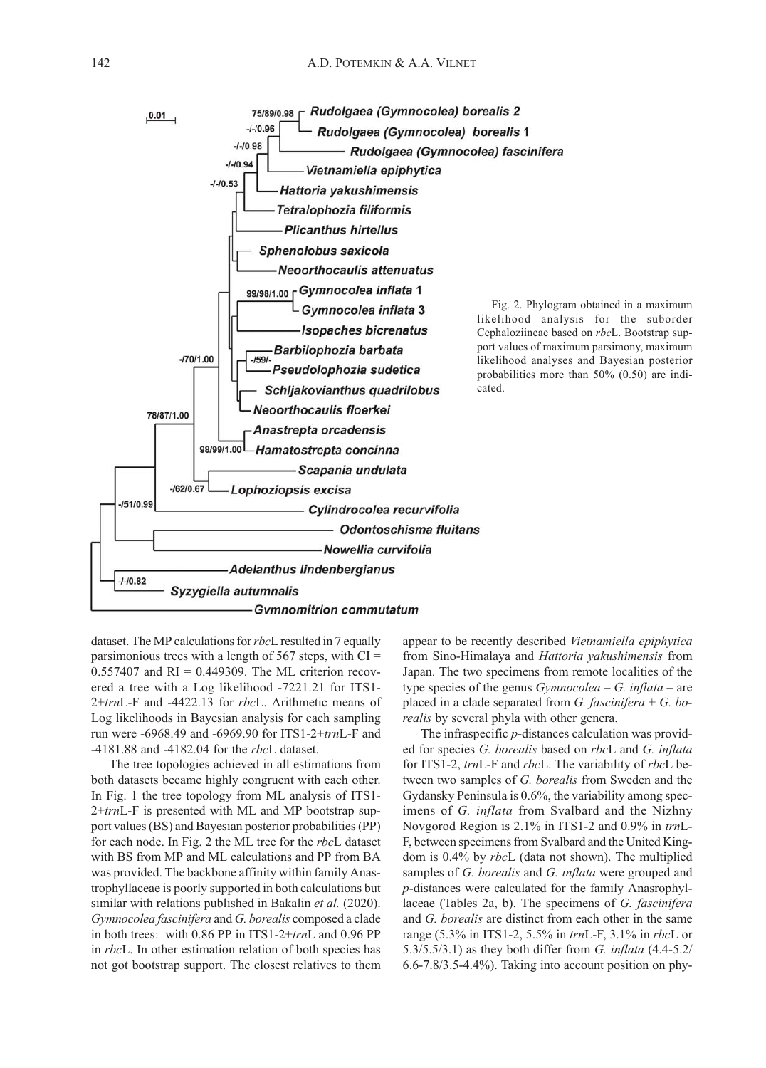Fig. 2. Phylogram obtained in a maximum likelihood analysis for the suborder Cephaloziineae based on *rbc*L. Bootstrap support values of maximum parsimony, maximum likelihood analyses and Bayesian posterior probabilities more than 50% (0.50) are indicated.

dataset. The MP calculations for *rbc*L resulted in 7 equally parsimonious trees with a length of 567 steps, with CI = 0.557407 and RI = 0.449309. The ML criterion recovered a tree with a Log likelihood -7221.21 for ITS1-2+*trn*L-F and -4422.13 for *rbc*L. Arithmetic means of Log likelihoods in Bayesian analysis for each sampling run were -6968.49 and -6969.90 for ITS1-2+*trn*L-F and -4181.88 and -4182.04 for the *rbc*L dataset.

The tree topologies achieved in all estimations from both datasets became highly congruent with each other. In Fig. 1 the tree topology from ML analysis of ITS1-2+*trn*L-F is presented with ML and MP bootstrap support values (BS) and Bayesian posterior probabilities (PP) for each node. In Fig. 2 the ML tree for the *rbc*L dataset with BS from MP and ML calculations and PP from BA was provided. The backbone affinity within family Anastrophyllaceae is poorly supported in both calculations but similar with relations published in Bakalin *et al.* (2020). *Gymnocolea fascinifera* and *G. borealis* composed a clade in both trees: with 0.86 PP in ITS1-2+*trn*L and 0.96 PP in *rbc*L. In other estimation relation of both species has not got bootstrap support. The closest relatives to them appear to be recently described *Vietnamiella epiphytica* from Sino-Himalaya and *Hattoria yakushimensis* from Japan. The two specimens from remote localities of the type species of the genus *Gymnocolea* – *G. inflata* – are placed in a clade separated from *G. fascinifera* + *G. borealis* by several phyla with other genera.

The infraspecific *p*-distances calculation was provided for species *G. borealis* based on *rbc*L and *G. inflata* for ITS1-2, *trn*L-F and *rbc*L. The variability of *rbc*L between two samples of *G. borealis* from Sweden and the Gydansky Peninsula is 0.6%, the variability among specimens of *G. inflata* from Svalbard and the Nizhny Novgorod Region is 2.1% in ITS1-2 and 0.9% in *trn*L-F, between specimens from Svalbard and the United Kingdom is 0.4% by *rbc*L (data not shown). The multiplied samples of *G. borealis* and *G. inflata* were grouped and *p*-distances were calculated for the family Anasrophyllaceae (Tables 2a, b). The specimens of *G. fascinifera* and *G. borealis* are distinct from each other in the same range (5.3% in ITS1-2, 5.5% in *trn*L-F, 3.1% in *rbc*L or 5.3/5.5/3.1) as they both differ from *G. inflata* (4.4-5.2/6.6-7.8/3.5-4.4%). Taking into account position on phy-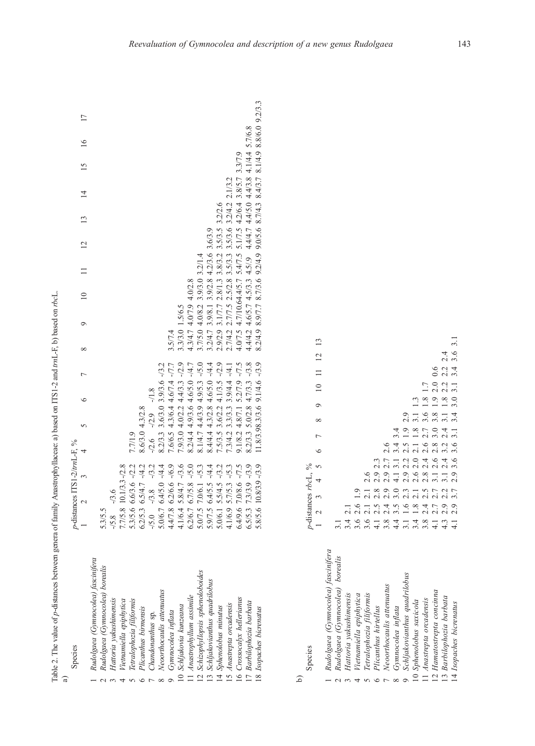Table 2. The value of *p*-distances between genera of family Anastrophyllaceae: a) based on ITS1-2 and *trn*L-F, b) based on *rbc*L.

a)

| | Species | *p*-distances ITS1-2/*trn*L-F, % | | | | | | | | | | | | | | | | |
|---|---|---|---|---|---|---|---|---|---|---|---|---|---|---|---|---|---|---|
| | | 1 | 2 | 3 | 4 | 5 | 6 | 7 | 8 | 9 | 10 | 11 | 12 | 13 | 14 | 15 | 16 | 17 |
| 1 | *Rudolgaea* (*Gymnocolea*) *fascinifera* | | | | | | | | | | | | | | | | | |
| 2 | *Rudolgaea* (*Gymnocolea*) *borealis* | 5.3/5.5 | | | | | | | | | | | | | | | | |
| 3 | *Hattoria yakushimensis* | -/5.8 | -/3.6 | | | | | | | | | | | | | | | |
| 4 | *Vietnamiella epiphytica* | 7.7/5.8 | 10.1/3.3 | -/2.8 | | | | | | | | | | | | | | |
| 5 | *Tetralophozia filiformis* | 5.3/5.6 | 6.6/3.6 | -/2.2 | 7.7/1.9 | | | | | | | | | | | | | |
| 6 | *Plicanthus birmensis* | 6.2/5.3 | 6.5/4.7 | -/4.2 | 8.6/3.0 | 4.3/2.8 | | | | | | | | | | | | |
| 7 | *Chandonanthus* sp. | -/5.0 | -/3.8 | -/3.2 | -/2.6 | -/2.9 | -/1.8 | | | | | | | | | | | |
| 8 | *Neoorthocaulis attenuatus* | 5.0/6.7 | 6.4/5.0 | -/4.4 | 8.2/3.3 | 3.6/3.0 | 3.9/3.6 | -/3.2 | | | | | | | | | | |
| 9 | *Gymnocolea inflata* | 4.4/7.8 | 6.2/6.6 | -/6.9 | 7.6/6.5 | 4.3/6.4 | 4.6/7.4 | -/7.7 | 3.5/7.4 | | | | | | | | | |
| 10 | *Schljakovia kunzeana* | 4.1/6.4 | 5.8/4.7 | -/3.6 | 7.9/3.0 | 4.0/2.2 | 4.4/3.3 | -/2.9 | 3.3/3.0 | 1.5/6.5 | | | | | | | | |
| 11 | *Anastrophyllum assimile* | 6.2/6.7 | 6.7/5.8 | -/5.0 | 8.2/4.4 | 4.9/3.6 | 4.6/5.0 | -/4.7 | 4.3/4.7 | 4.0/7.9 | 4.0/2.8 | | | | | | | |
| 12 | *Schizophyllopsis sphenoloboides* | 5.0/7.5 | 7.0/6.1 | -/5.3 | 8.1/4.7 | 4.4/3.9 | 4.9/5.3 | -/5.0 | 3.7/5.0 | 4.0/8.2 | 3.9/3.0 | 3.2/1.4 | | | | | | |
| 13 | *Schljakovianthus quadrilobus* | 5.9/7.5 | 6.4/5.5 | -/4.4 | 8.4/4.4 | 4.3/2.8 | 4.6/5.0 | -/4.4 | 3.2/4.7 | 3.9/8.1 | 3.9/2.8 | 4.2/3.6 | 3.6/3.9 | | | | | |
| 14 | *Sphenolobus minutus* | 5.0/6.1 | 5.5/4.5 | -/3.2 | 7.5/3.5 | 3.6/2.2 | 4.1/3.5 | -/2.9 | 2.9/2.9 | 3.1/7.7 | 2.8/1.3 | 3.8/3.2 | 3.5/3.5 | 3.2/2.6 | | | | |
| 15 | *Anastrepta orcadensis* | 4.1/6.9 | 5.7/5.3 | -/5.3 | 7.3/4.2 | 3.3/3.3 | 3.9/4.4 | -/4.1 | 2.7/4.2 | 2.7/7.5 | 2.5/2.8 | 3.5/3.3 | 3.5/3.6 | 3.2/4.2 | 2.1/3.2 | | | |
| 16 | *Crossocalyx hellerianus* | 6.4/9.6 | 7.0/8.6 | -/7.5 | 9.1/8.2 | 4.8/7.1 | 5.2/7.9 | -/7.5 | 4.0/7.5 | 4.7/10.6 | 4.4/5.7 | 5.4/7.5 | 5.1/7.5 | 4.2/6.4 | 3.8/5.7 | 3.3/7.9 | | |
| 17 | *Barbilophozia barbata* | 6.5/5.3 | 7.3/3.9 | -/3.9 | 8.2/3.3 | 5.0/2.8 | 4.7/3.3 | -/3.8 | 4.4/4.2 | 4.6/5.7 | 4.5/3.3 | 4.5/.9 | 4.4/4.7 | 4.4/5.0 | 4.4/3.8 | 4.1/4.4 | 5.7/6.8 | |
| 18 | *Isopaches bicrenatus* | 5.8/5.6 | 10.8/3.9 | -/3.9 | 11.8/3.9 | 8.3/3.6 | 9.1/4.6 | -/3.9 | 8.2/4.9 | 8.9/7.7 | 8.7/3.6 | 9.2/4.9 | 9.0/5.6 | 8.7/4.3 | 8.4/3.7 | 8.1/4.9 | 8.8/6.0 | 9.2/3.3 |

b)

| | Species | *p*-distances *rbc*L, % | | | | | | | | | | | | |
|---|---|---|---|---|---|---|---|---|---|---|---|---|---|---|
| | | 1 | 2 | 3 | 4 | 5 | 6 | 7 | 8 | 9 | 10 | 11 | 12 | 13 |
| 1 | *Rudolgaea* (*Gymnocolea*) *fascinifera* | | | | | | | | | | | | | |
| 2 | *Rudolgaea* (*Gymnocolea*) *borealis* | 3.1 | | | | | | | | | | | | |
| 3 | *Hattoria yakushimensis* | 3.4 | 2.1 | | | | | | | | | | | |
| 4 | *Vietnamiella epiphytica* | 3.6 | 2.6 | 1.9 | | | | | | | | | | |
| 5 | *Tetralophozia filiformis* | 3.6 | 2.1 | 2.1 | 2.6 | | | | | | | | | |
| 6 | *Plicanthus hirtellus* | 4.1 | 2.5 | 2.8 | 2.9 | 2.3 | | | | | | | | |
| 7 | *Neoorthocaulis attenuatus* | 3.8 | 2.4 | 2.9 | 2.9 | 2.7 | 2.6 | | | | | | | |
| 8 | *Gymnocolea inflata* | 4.4 | 3.5 | 3.0 | 4.1 | 3.1 | 3.4 | 3.4 | | | | | | |
| 9 | *Schljakovianthus quadrilobus* | 3.1 | 1.6 | 2.3 | 2.9 | 2.2 | 2.5 | 1.9 | 2.9 | | | | | |
| 10 | *Sphenolobus saxicola* | 3.4 | 1.8 | 2.1 | 2.6 | 2.0 | 2.1 | 1.8 | 3.1 | 1.3 | | | | |
| 11 | *Anastrepta orcadensis* | 3.8 | 2.4 | 2.5 | 2.8 | 2.4 | 2.6 | 2.7 | 3.6 | 1.8 | 1.7 | | | |
| 12 | *Hamatostrepta concinna* | 4.1 | 2.7 | 2.7 | 3.1 | 2.6 | 2.8 | 3.0 | 3.8 | 1.9 | 2.0 | 0.6 | | |
| 13 | *Barbilophozia barbata* | 4.3 | 2.9 | 2.2 | 3.1 | 2.4 | 3.2 | 2.4 | 3.1 | 1.8 | 2.2 | 2.2 | 2.4 | |
| 14 | *Isopaches bicrenatus* | 4.1 | 2.9 | 3.7 | 2.9 | 3.6 | 3.6 | 3.1 | 3.4 | 3.0 | 3.1 | 3.4 | 3.6 | 3.1 |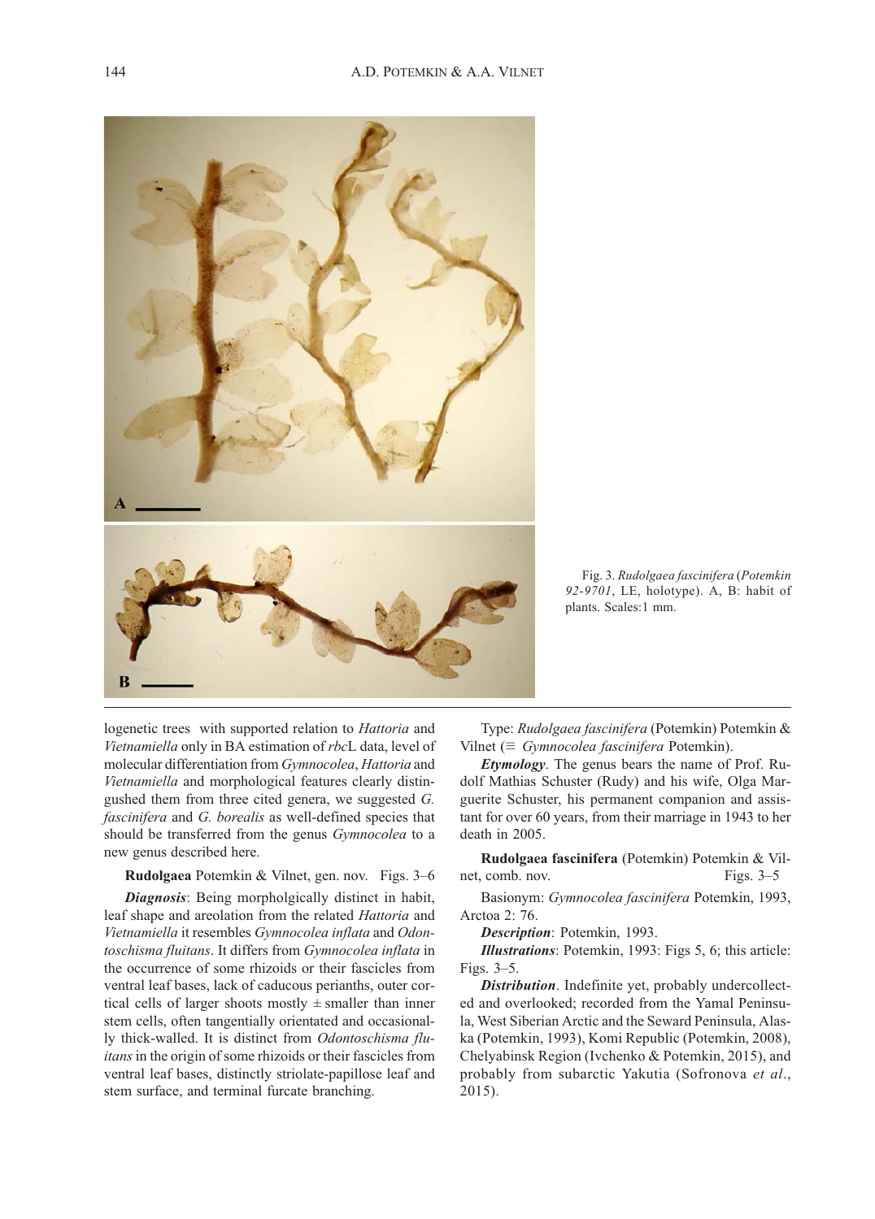Fig. 3. *Rudolgaea fascinifera* (*Potemkin 92-9701*, LE, holotype). A, B: habit of plants. Scales:1 mm.

logenetic trees with supported relation to *Hattoria* and *Vietnamiella* only in BA estimation of *rbc*L data, level of molecular differentiation from *Gymnocolea*, *Hattoria* and *Vietnamiella* and morphological features clearly distingushed them from three cited genera, we suggested *G. fascinifera* and *G. borealis* as well-defined species that should be transferred from the genus *Gymnocolea* to a new genus described here.

**Rudolgaea** Potemkin & Vilnet, gen. nov. Figs. 3–6

***Diagnosis***: Being morpholgically distinct in habit, leaf shape and areolation from the related *Hattoria* and *Vietnamiella* it resembles *Gymnocolea inflata* and *Odontoschisma fluitans*. It differs from *Gymnocolea inflata* in the occurrence of some rhizoids or their fascicles from ventral leaf bases, lack of caducous perianths, outer cortical cells of larger shoots mostly ± smaller than inner stem cells, often tangentially orientated and occasionally thick-walled. It is distinct from *Odontoschisma fluitans* in the origin of some rhizoids or their fascicles from ventral leaf bases, distinctly striolate-papillose leaf and stem surface, and terminal furcate branching.

Type: *Rudolgaea fascinifera* (Potemkin) Potemkin & Vilnet (≡ *Gymnocolea fascinifera* Potemkin).

***Etymology***. The genus bears the name of Prof. Rudolf Mathias Schuster (Rudy) and his wife, Olga Marguerite Schuster, his permanent companion and assistant for over 60 years, from their marriage in 1943 to her death in 2005.

**Rudolgaea fascinifera** (Potemkin) Potemkin & Vilnet, comb. nov. Figs. 3–5

Basionym: *Gymnocolea fascinifera* Potemkin, 1993, Arctoa 2: 76.

***Description***: Potemkin, 1993.

***Illustrations***: Potemkin, 1993: Figs 5, 6; this article: Figs. 3–5.

***Distribution***. Indefinite yet, probably undercollected and overlooked; recorded from the Yamal Peninsula, West Siberian Arctic and the Seward Peninsula, Alaska (Potemkin, 1993), Komi Republic (Potemkin, 2008), Chelyabinsk Region (Ivchenko & Potemkin, 2015), and probably from subarctic Yakutia (Sofronova *et al*., 2015).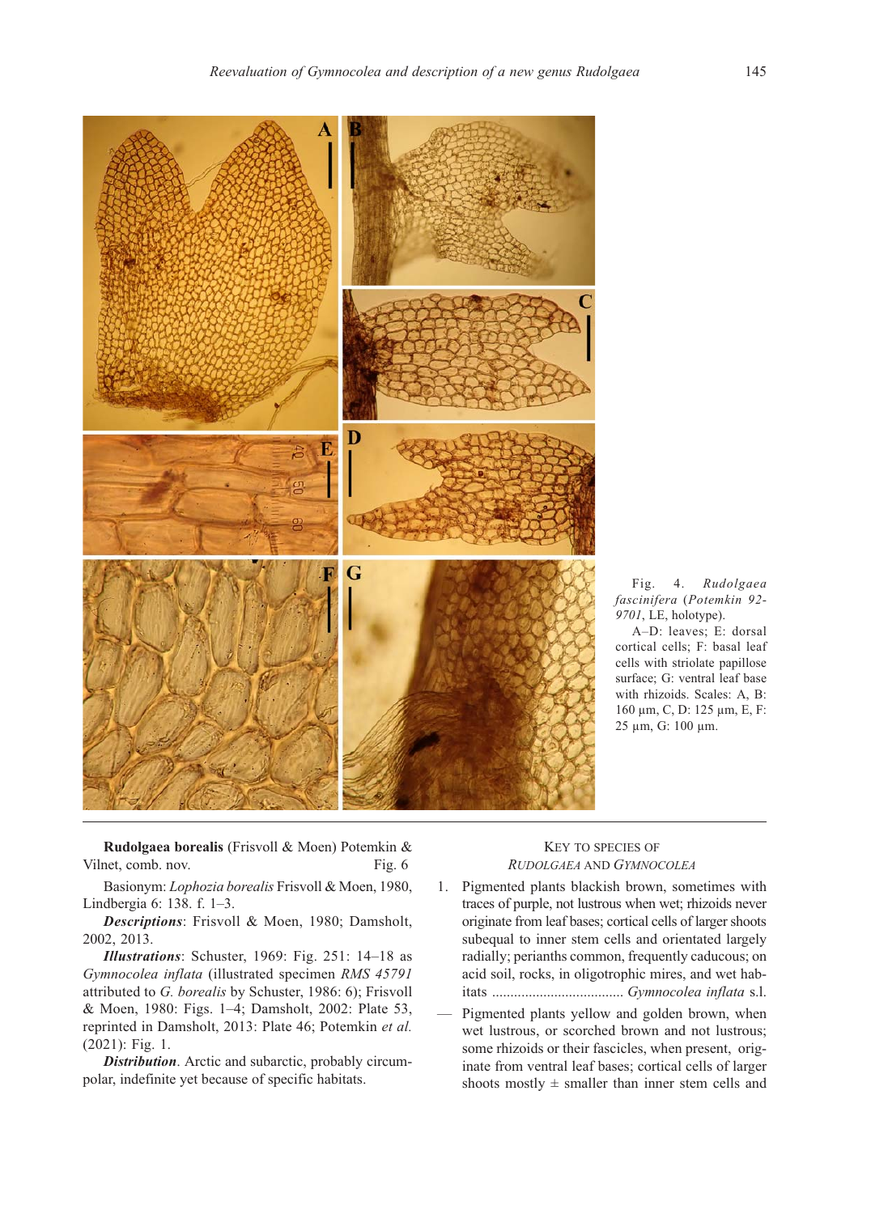Fig. 4. *Rudolgaea fascinifera* (*Potemkin 92-9701*, LE, holotype).

A–D: leaves; E: dorsal cortical cells; F: basal leaf cells with striolate papillose surface; G: ventral leaf base with rhizoids. Scales: A, B: 160 µm, C, D: 125 µm, E, F: 25 µm, G: 100 µm.

**Rudolgaea borealis** (Frisvoll & Moen) Potemkin & Vilnet, comb. nov. Fig. 6

Basionym: *Lophozia borealis* Frisvoll & Moen, 1980, Lindbergia 6: 138. f. 1–3.

***Descriptions***: Frisvoll & Moen, 1980; Damsholt, 2002, 2013.

***Illustrations***: Schuster, 1969: Fig. 251: 14–18 as *Gymnocolea inflata* (illustrated specimen *RMS 45791* attributed to *G. borealis* by Schuster, 1986: 6); Frisvoll & Moen, 1980: Figs. 1–4; Damsholt, 2002: Plate 53, reprinted in Damsholt, 2013: Plate 46; Potemkin *et al.* (2021): Fig. 1.

***Distribution***. Arctic and subarctic, probably circumpolar, indefinite yet because of specific habitats.

KEY TO SPECIES OF *RUDOLGAEA* AND *GYMNOCOLEA*

1. Pigmented plants blackish brown, sometimes with traces of purple, not lustrous when wet; rhizoids never originate from leaf bases; cortical cells of larger shoots subequal to inner stem cells and orientated largely radially; perianths common, frequently caducous; on acid soil, rocks, in oligotrophic mires, and wet habitats .................................... *Gymnocolea inflata* s.l.

— Pigmented plants yellow and golden brown, when wet lustrous, or scorched brown and not lustrous; some rhizoids or their fascicles, when present, originate from ventral leaf bases; cortical cells of larger shoots mostly ± smaller than inner stem cells and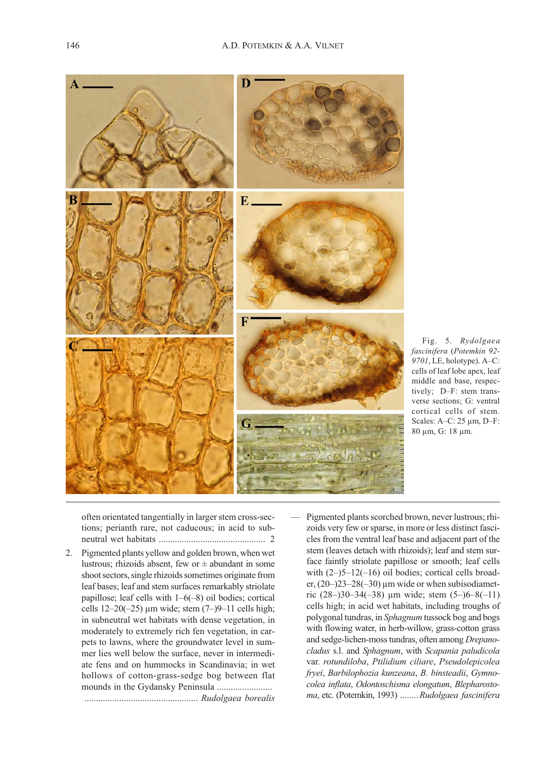Fig. 5. *Rydolgaea fascinifera* (*Potemkin 92-9701*, LE, holotype). A–C: cells of leaf lobe apex, leaf middle and base, respectively; D–F: stem transverse sections; G: ventral cortical cells of stem. Scales: A–C: 25 µm, D–F: 80 µm, G: 18 µm.

often orientated tangentially in larger stem cross-sections; perianth rare, not caducous; in acid to subneutral wet habitats .............................................. 2

2. Pigmented plants yellow and golden brown, when wet lustrous; rhizoids absent, few or ± abundant in some shoot sectors, single rhizoids sometimes originate from leaf bases; leaf and stem surfaces remarkably striolate papillose; leaf cells with 1–6(–8) oil bodies; cortical cells 12–20(–25) µm wide; stem (7–)9–11 cells high; in subneutral wet habitats with dense vegetation, in moderately to extremely rich fen vegetation, in carpets to lawns, where the groundwater level in summer lies well below the surface, never in intermediate fens and on hummocks in Scandinavia; in wet hollows of cotton-grass-sedge bog between flat mounds in the Gydansky Peninsula ........................ ................................................ *Rudolgaea borealis*

— Pigmented plants scorched brown, never lustrous; rhizoids very few or sparse, in more or less distinct fascicles from the ventral leaf base and adjacent part of the stem (leaves detach with rhizoids); leaf and stem surface faintly striolate papillose or smooth; leaf cells with (2–)5–12(–16) oil bodies; cortical cells broader, (20–)23–28(–30) µm wide or when subisodiametric (28–)30–34(–38) µm wide; stem (5–)6–8(–11) cells high; in acid wet habitats, including troughs of polygonal tundras, in *Sphagnum* tussock bog and bogs with flowing water, in herb-willow, grass-cotton grass and sedge-lichen-moss tundras, often among *Drepanocladus* s.l. and *Sphagnum*, with *Scapania paludicola* var. *rotundiloba*, *Ptilidium ciliare*, *Pseudolepicolea fryei*, *Barbilophozia kunzeana*, *B. binsteadii*, *Gymnocolea inflata*, *Odontoschisma elongatum*, *Blepharostoma*, etc. (Potemkin, 1993) ........ *Rudolgaea fascinifera*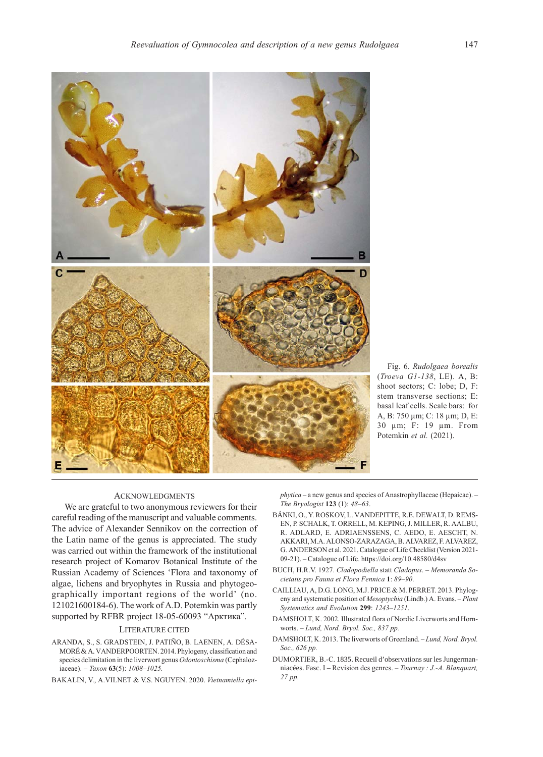Fig. 6. *Rudolgaea borealis* (*Troeva G1-138*, LE). A, B: shoot sectors; C: lobe; D, F: stem transverse sections; E: basal leaf cells. Scale bars: for A, B: 750 µm; C: 18 µm; D, E: 30 µm; F: 19 µm. From Potemkin *et al.* (2021).

## Acknowledgments

We are grateful to two anonymous reviewers for their careful reading of the manuscript and valuable comments. The advice of Alexander Sennikov on the correction of the Latin name of the genus is appreciated. The study was carried out within the framework of the institutional research project of Komarov Botanical Institute of the Russian Academy of Sciences 'Flora and taxonomy of algae, lichens and bryophytes in Russia and phytogeographically important regions of the world' (no. 121021600184-6). The work of A.D. Potemkin was partly supported by RFBR project 18-05-60093 "Арктика".

## Literature Cited

ARANDA, S., S. GRADSTEIN, J. PATIÑO, B. LAENEN, A. DÉSAMORÉ & A. VANDERPOORTEN. 2014. Phylogeny, classification and species delimitation in the liverwort genus *Odontoschisma* (Cephaloziaceae). – *Taxon* **63**(5): *1008–1025*.

BAKALIN, V., A.VILNET & V.S. NGUYEN. 2020. *Vietnamiella epiphytica* – a new genus and species of Anastrophyllaceae (Hepaicae). – *The Bryologist* **123** (1): *48–63*.

BÁNKI, O., Y. ROSKOV, L. VANDEPITTE, R.E. DEWALT, D. REMSEN, P. SCHALK, T. ORRELL, M. KEPING, J. MILLER, R. AALBU, R. ADLARD, E. ADRIAENSSENS, C. AEDO, E. AESCHT, N. AKKARI, M.A. ALONSO-ZARAZAGA, B. ALVAREZ, F. ALVAREZ, G. ANDERSON et al. 2021. Catalogue of Life Checklist (Version 2021-09-21). – Catalogue of Life. https://doi.org/10.48580/d4sv

BUCH, H.R.V. 1927. *Cladopodiella* statt *Cladopus*. – *Memoranda Societatis pro Fauna et Flora Fennica* **1**: *89–90*.

CAILLIAU, A, D.G. LONG, M.J. PRICE & M. PERRET. 2013. Phylogeny and systematic position of *Mesoptychia* (Lindb.) A. Evans. – *Plant Systematics and Evolution* **299**: *1243–1251*.

DAMSHOLT, K. 2002. Illustrated flora of Nordic Liverworts and Hornworts. – *Lund, Nord. Bryol. Soc., 837 pp.*

DAMSHOLT, K. 2013. The liverworts of Greenland. – *Lund, Nord. Bryol. Soc., 626 pp.*

DUMORTIER, B.-C. 1835. Recueil d'observations sur les Jungermanniacées. Fasc. I – Revision des genres. – *Tournay : J.-A. Blanquart, 27 pp.*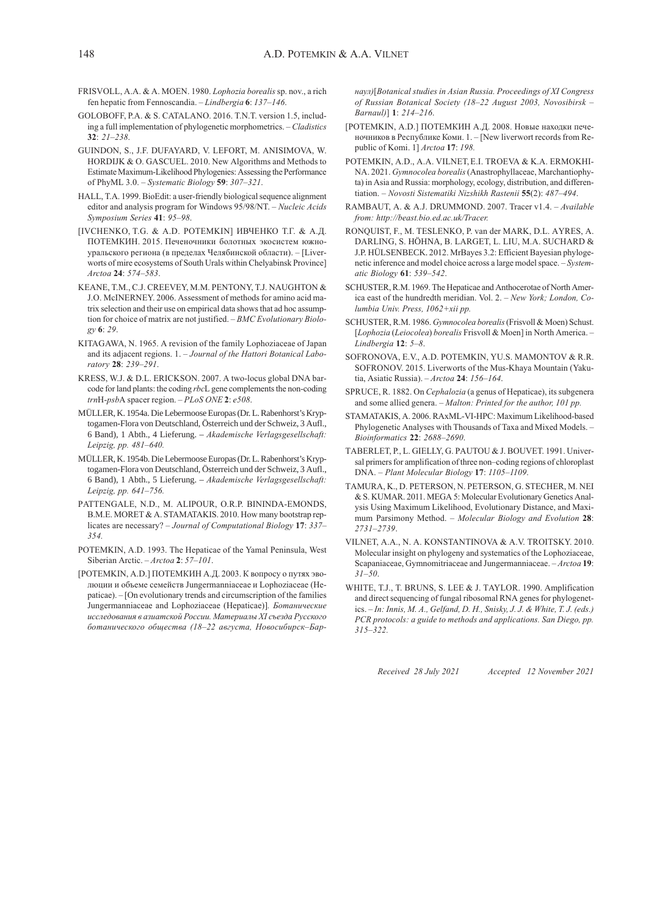FRISVOLL, A.A. & A. MOEN. 1980. *Lophozia borealis* sp. nov., a rich fen hepatic from Fennoscandia. – *Lindbergia* **6**: *137–146*.

GOLOBOFF, P.A. & S. CATALANO. 2016. T.N.T. version 1.5, including a full implementation of phylogenetic morphometrics. – *Cladistics* **32**: *21–238*.

GUINDON, S., J.F. DUFAYARD, V. LEFORT, M. ANISIMOVA, W. HORDIJK & O. GASCUEL. 2010. New Algorithms and Methods to Estimate Maximum-Likelihood Phylogenies: Assessing the Performance of PhyML 3.0. – *Systematic Biology* **59**: *307–321*.

HALL, T.A. 1999. BioEdit: a user-friendly biological sequence alignment editor and analysis program for Windows 95/98/NT. – *Nucleic Acids Symposium Series* **41**: *95–98*.

[IVCHENKO, T.G. & A.D. POTEMKIN] ИВЧЕНКО Т.Г. & А.Д. ПОТЕМКИН. 2015. Печеночники болотных экосистем южноуральского региона (в пределах Челябинской области). – [Liverworts of mire ecosystems of South Urals within Chelyabinsk Province] *Arctoa* **24**: *574–583*.

KEANE, T.M., C.J. CREEVEY, M.M. PENTONY, T.J. NAUGHTON & J.O. McINERNEY. 2006. Assessment of methods for amino acid matrix selection and their use on empirical data shows that ad hoc assumption for choice of matrix are not justified. – *BMC Evolutionary Biology* **6**: *29*.

KITAGAWA, N. 1965. A revision of the family Lophoziaceae of Japan and its adjacent regions. 1. – *Journal of the Hattori Botanical Laboratory* **28**: *239–291*.

KRESS, W.J. & D.L. ERICKSON. 2007. A two-locus global DNA barcode for land plants: the coding *rbc*L gene complements the non-coding *trn*H-*psb*A spacer region. – *PLoS ONE* **2**: *e508*.

MÜLLER, K. 1954a. Die Lebermoose Europas (Dr. L. Rabenhorst's Kryptogamen-Flora von Deutschland, Österreich und der Schweiz, 3 Aufl., 6 Band), 1 Abth., 4 Lieferung. – *Akademische Verlagsgesellschaft: Leipzig, pp. 481–640.*

MÜLLER, K. 1954b. Die Lebermoose Europas (Dr. L. Rabenhorst's Kryptogamen-Flora von Deutschland, Österreich und der Schweiz, 3 Aufl., 6 Band), 1 Abth., 5 Lieferung. – *Akademische Verlagsgesellschaft: Leipzig, pp. 641–756.*

PATTENGALE, N.D., M. ALIPOUR, O.R.P. BININDA-EMONDS, B.M.E. MORET & A. STAMATAKIS. 2010. How many bootstrap replicates are necessary? – *Journal of Computational Biology* **17**: *337–354*.

POTEMKIN, A.D. 1993. The Hepaticae of the Yamal Peninsula, West Siberian Arctic. – *Arctoa* **2**: *57–101*.

[POTEMKIN, A.D.] ПОТЕМКИН А.Д. 2003. К вопросу о путях эволюции и объеме семейств Jungermanniaceae и Lophoziaceae (Hepaticae). – [On evolutionary trends and circumscription of the families Jungermanniaceae and Lophoziaceae (Hepaticae)]. *Ботанические исследования в азиатской России. Материалы XI съезда Русского ботанического общества (18–22 августа, Новосибирск–Барнаул)* [*Botanical studies in Asian Russia. Proceedings of XI Congress of Russian Botanical Society (18–22 August 2003, Novosibirsk – Barnaul)*] **1**: *214–216*.

[POTEMKIN, A.D.] ПОТЕМКИН А.Д. 2008. Новые находки печеночников в Республике Коми. 1. – [New liverwort records from Republic of Komi. 1] *Arctoa* **17**: *198*.

POTEMKIN, A.D., A.A. VILNET, E.I. TROEVA & K.A. ERMOKHINA. 2021. *Gymnocolea borealis* (Anastrophyllaceae, Marchantiophyta) in Asia and Russia: morphology, ecology, distribution, and differentiation. – *Novosti Sistematiki Nizshikh Rastenii* **55**(2): *487–494*.

RAMBAUT, A. & A.J. DRUMMOND. 2007. Tracer v1.4. – *Available from: http://beast.bio.ed.ac.uk/Tracer.*

RONQUIST, F., M. TESLENKO, P. van der MARK, D.L. AYRES, A. DARLING, S. HÖHNA, B. LARGET, L. LIU, M.A. SUCHARD & J.P. HÜLSENBECK. 2012. MrBayes 3.2: Efficient Bayesian phylogenetic inference and model choice across a large model space. – *Systematic Biology* **61**: *539–542*.

SCHUSTER, R.M. 1969. The Hepaticae and Anthocerotae of North America east of the hundredth meridian. Vol. 2. – *New York; London, Columbia Univ. Press, 1062+xii pp.*

SCHUSTER, R.M. 1986. *Gymnocolea borealis* (Frisvoll & Moen) Schust. [*Lophozia* (*Leiocolea*) *borealis* Frisvoll & Moen] in North America. – *Lindbergia* **12**: *5–8*.

SOFRONOVA, E.V., A.D. POTEMKIN, YU.S. MAMONTOV & R.R. SOFRONOV. 2015. Liverworts of the Mus-Khaya Mountain (Yakutia, Asiatic Russia). – *Arctoa* **24**: *156–164*.

SPRUCE, R. 1882. On *Cephalozia* (a genus of Hepaticae), its subgenera and some allied genera. – *Malton: Printed for the author, 101 pp.*

STAMATAKIS, A. 2006. RAxML-VI-HPC: Maximum Likelihood-based Phylogenetic Analyses with Thousands of Taxa and Mixed Models. – *Bioinformatics* **22**: *2688–2690*.

TABERLET, P., L. GIELLY, G. PAUTOU & J. BOUVET. 1991. Universal primers for amplification of three non–coding regions of chloroplast DNA. – *Plant Molecular Biology* **17**: *1105–1109*.

TAMURA, K., D. PETERSON, N. PETERSON, G. STECHER, M. NEI & S. KUMAR. 2011. MEGA 5: Molecular Evolutionary Genetics Analysis Using Maximum Likelihood, Evolutionary Distance, and Maximum Parsimony Method. – *Molecular Biology and Evolution* **28**: *2731–2739*.

VILNET, A.A., N. A. KONSTANTINOVA & A.V. TROITSKY. 2010. Molecular insight on phylogeny and systematics of the Lophoziaceae, Scapaniaceae, Gymnomitriaceae and Jungermanniaceae. – *Arctoa* **19**: *31–50*.

WHITE, T.J., T. BRUNS, S. LEE & J. TAYLOR. 1990. Amplification and direct sequencing of fungal ribosomal RNA genes for phylogenetics. – *In: Innis, M. A., Gelfand, D. H., Snisky, J. J. & White, T. J. (eds.) PCR protocols: a guide to methods and applications. San Diego, pp. 315–322.*

*Received 28 July 2021 Accepted 12 November 2021*